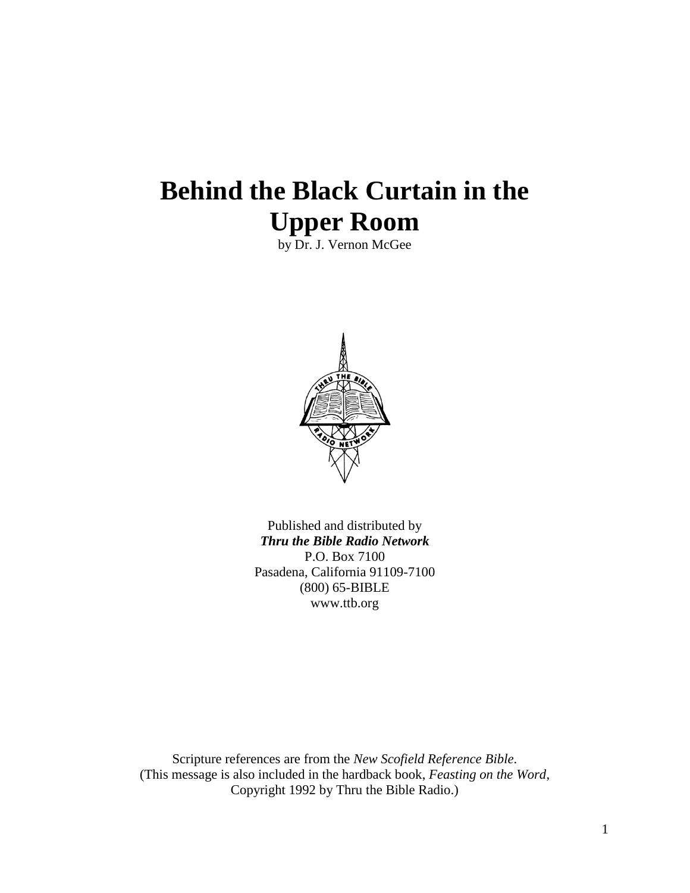# Behind the Black Curtain in the Upper Room

by Dr. J. Vernon McGee

Published and distributed by
***Thru the Bible Radio Network***
P.O. Box 7100
Pasadena, California 91109-7100
(800) 65-BIBLE
www.ttb.org

Scripture references are from the *New Scofield Reference Bible*.
(This message is also included in the hardback book, *Feasting on the Word*,
Copyright 1992 by Thru the Bible Radio.)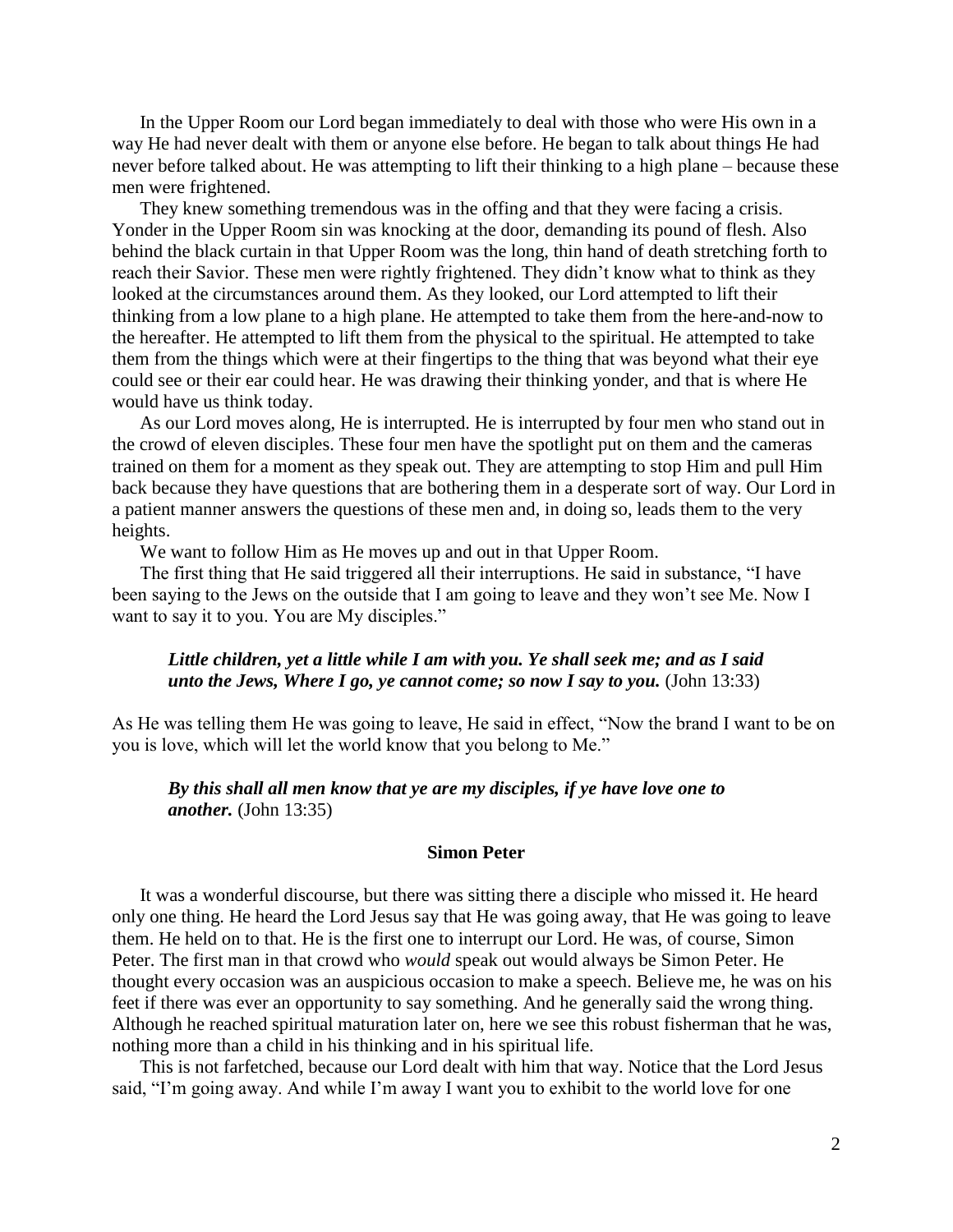In the Upper Room our Lord began immediately to deal with those who were His own in a way He had never dealt with them or anyone else before. He began to talk about things He had never before talked about. He was attempting to lift their thinking to a high plane – because these men were frightened.

They knew something tremendous was in the offing and that they were facing a crisis. Yonder in the Upper Room sin was knocking at the door, demanding its pound of flesh. Also behind the black curtain in that Upper Room was the long, thin hand of death stretching forth to reach their Savior. These men were rightly frightened. They didn't know what to think as they looked at the circumstances around them. As they looked, our Lord attempted to lift their thinking from a low plane to a high plane. He attempted to take them from the here-and-now to the hereafter. He attempted to lift them from the physical to the spiritual. He attempted to take them from the things which were at their fingertips to the thing that was beyond what their eye could see or their ear could hear. He was drawing their thinking yonder, and that is where He would have us think today.

As our Lord moves along, He is interrupted. He is interrupted by four men who stand out in the crowd of eleven disciples. These four men have the spotlight put on them and the cameras trained on them for a moment as they speak out. They are attempting to stop Him and pull Him back because they have questions that are bothering them in a desperate sort of way. Our Lord in a patient manner answers the questions of these men and, in doing so, leads them to the very heights.

We want to follow Him as He moves up and out in that Upper Room.

The first thing that He said triggered all their interruptions. He said in substance, "I have been saying to the Jews on the outside that I am going to leave and they won't see Me. Now I want to say it to you. You are My disciples."

> ***Little children, yet a little while I am with you. Ye shall seek me; and as I said unto the Jews, Where I go, ye cannot come; so now I say to you.*** (John 13:33)

As He was telling them He was going to leave, He said in effect, "Now the brand I want to be on you is love, which will let the world know that you belong to Me."

> ***By this shall all men know that ye are my disciples, if ye have love one to another.*** (John 13:35)

## Simon Peter

It was a wonderful discourse, but there was sitting there a disciple who missed it. He heard only one thing. He heard the Lord Jesus say that He was going away, that He was going to leave them. He held on to that. He is the first one to interrupt our Lord. He was, of course, Simon Peter. The first man in that crowd who *would* speak out would always be Simon Peter. He thought every occasion was an auspicious occasion to make a speech. Believe me, he was on his feet if there was ever an opportunity to say something. And he generally said the wrong thing. Although he reached spiritual maturation later on, here we see this robust fisherman that he was, nothing more than a child in his thinking and in his spiritual life.

This is not farfetched, because our Lord dealt with him that way. Notice that the Lord Jesus said, "I'm going away. And while I'm away I want you to exhibit to the world love for one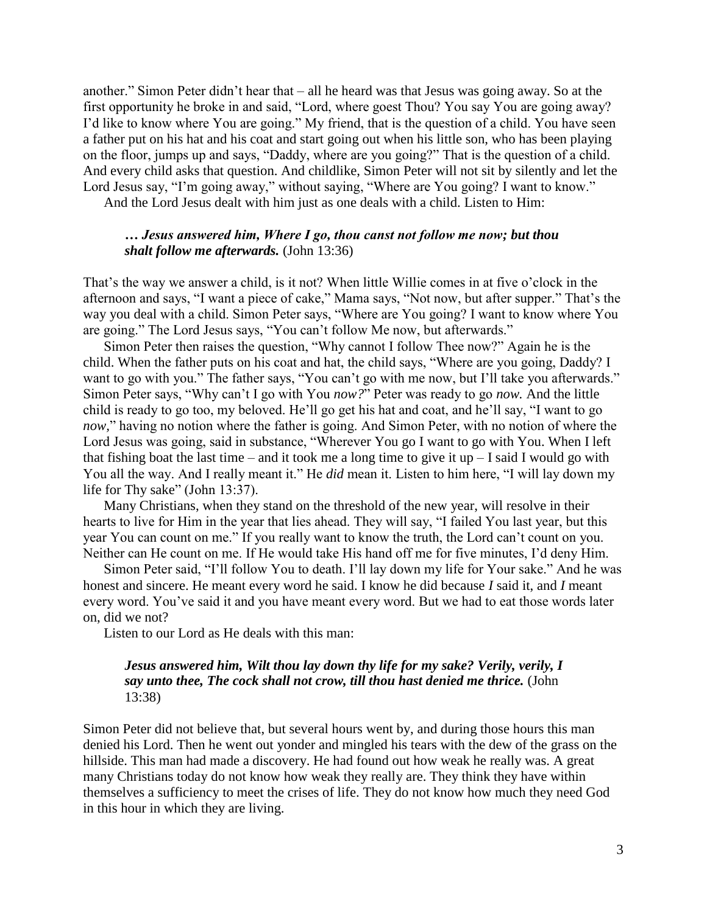another." Simon Peter didn't hear that – all he heard was that Jesus was going away. So at the first opportunity he broke in and said, "Lord, where goest Thou? You say You are going away? I'd like to know where You are going." My friend, that is the question of a child. You have seen a father put on his hat and his coat and start going out when his little son, who has been playing on the floor, jumps up and says, "Daddy, where are you going?" That is the question of a child. And every child asks that question. And childlike, Simon Peter will not sit by silently and let the Lord Jesus say, "I'm going away," without saying, "Where are You going? I want to know."

And the Lord Jesus dealt with him just as one deals with a child. Listen to Him:

> ***… Jesus answered him, Where I go, thou canst not follow me now; but thou shalt follow me afterwards.*** (John 13:36)

That's the way we answer a child, is it not? When little Willie comes in at five o'clock in the afternoon and says, "I want a piece of cake," Mama says, "Not now, but after supper." That's the way you deal with a child. Simon Peter says, "Where are You going? I want to know where You are going." The Lord Jesus says, "You can't follow Me now, but afterwards."

Simon Peter then raises the question, "Why cannot I follow Thee now?" Again he is the child. When the father puts on his coat and hat, the child says, "Where are you going, Daddy? I want to go with you." The father says, "You can't go with me now, but I'll take you afterwards." Simon Peter says, "Why can't I go with You *now?*" Peter was ready to go *now.* And the little child is ready to go too, my beloved. He'll go get his hat and coat, and he'll say, "I want to go *now,*" having no notion where the father is going. And Simon Peter, with no notion of where the Lord Jesus was going, said in substance, "Wherever You go I want to go with You. When I left that fishing boat the last time – and it took me a long time to give it up – I said I would go with You all the way. And I really meant it." He *did* mean it. Listen to him here, "I will lay down my life for Thy sake" (John 13:37).

Many Christians, when they stand on the threshold of the new year, will resolve in their hearts to live for Him in the year that lies ahead. They will say, "I failed You last year, but this year You can count on me." If you really want to know the truth, the Lord can't count on you. Neither can He count on me. If He would take His hand off me for five minutes, I'd deny Him.

Simon Peter said, "I'll follow You to death. I'll lay down my life for Your sake." And he was honest and sincere. He meant every word he said. I know he did because *I* said it, and *I* meant every word. You've said it and you have meant every word. But we had to eat those words later on, did we not?

Listen to our Lord as He deals with this man:

> ***Jesus answered him, Wilt thou lay down thy life for my sake? Verily, verily, I say unto thee, The cock shall not crow, till thou hast denied me thrice.*** (John 13:38)

Simon Peter did not believe that, but several hours went by, and during those hours this man denied his Lord. Then he went out yonder and mingled his tears with the dew of the grass on the hillside. This man had made a discovery. He had found out how weak he really was. A great many Christians today do not know how weak they really are. They think they have within themselves a sufficiency to meet the crises of life. They do not know how much they need God in this hour in which they are living.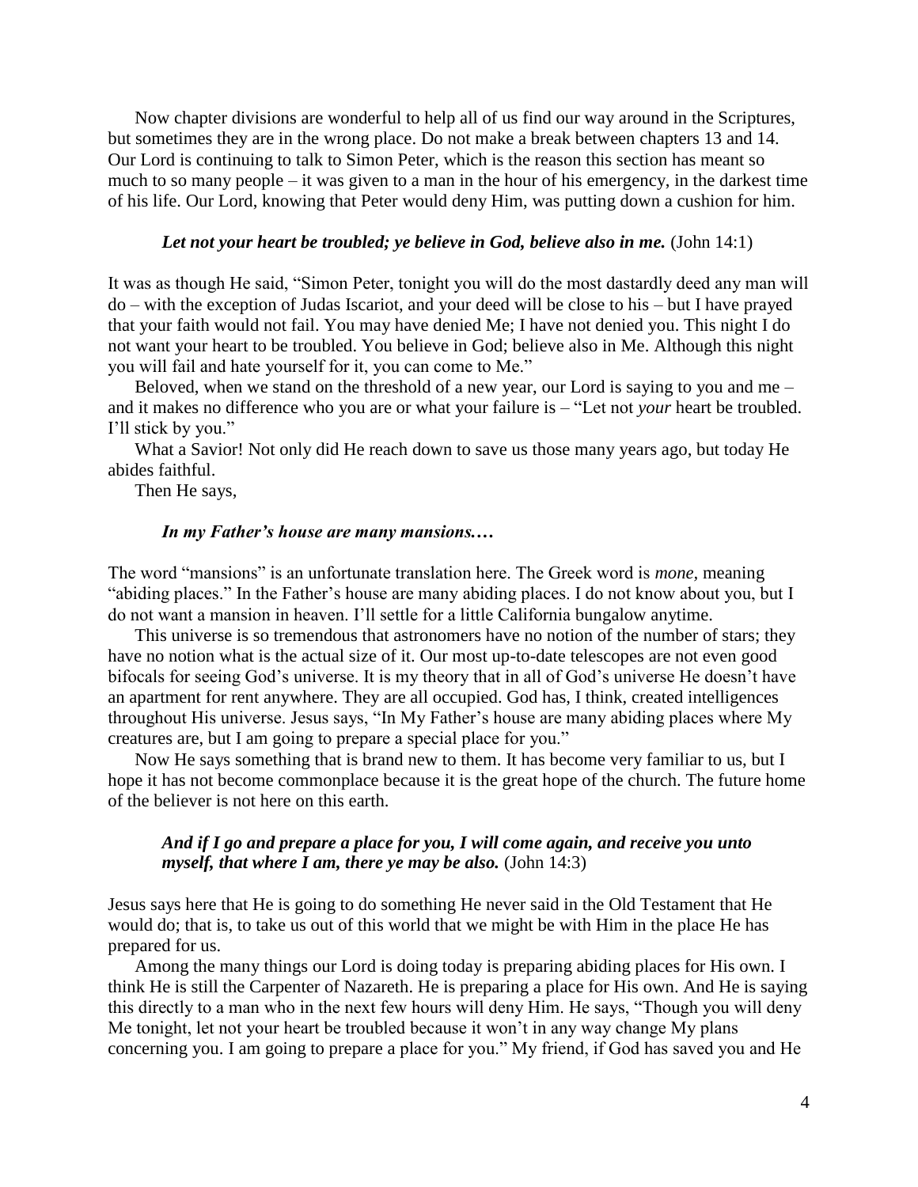Now chapter divisions are wonderful to help all of us find our way around in the Scriptures, but sometimes they are in the wrong place. Do not make a break between chapters 13 and 14. Our Lord is continuing to talk to Simon Peter, which is the reason this section has meant so much to so many people – it was given to a man in the hour of his emergency, in the darkest time of his life. Our Lord, knowing that Peter would deny Him, was putting down a cushion for him.

> ***Let not your heart be troubled; ye believe in God, believe also in me.*** (John 14:1)

It was as though He said, "Simon Peter, tonight you will do the most dastardly deed any man will do – with the exception of Judas Iscariot, and your deed will be close to his – but I have prayed that your faith would not fail. You may have denied Me; I have not denied you. This night I do not want your heart to be troubled. You believe in God; believe also in Me. Although this night you will fail and hate yourself for it, you can come to Me."

Beloved, when we stand on the threshold of a new year, our Lord is saying to you and me – and it makes no difference who you are or what your failure is – "Let not *your* heart be troubled. I'll stick by you."

What a Savior! Not only did He reach down to save us those many years ago, but today He abides faithful.

Then He says,

> ***In my Father's house are many mansions.…***

The word "mansions" is an unfortunate translation here. The Greek word is *mone*, meaning "abiding places." In the Father's house are many abiding places. I do not know about you, but I do not want a mansion in heaven. I'll settle for a little California bungalow anytime.

This universe is so tremendous that astronomers have no notion of the number of stars; they have no notion what is the actual size of it. Our most up-to-date telescopes are not even good bifocals for seeing God's universe. It is my theory that in all of God's universe He doesn't have an apartment for rent anywhere. They are all occupied. God has, I think, created intelligences throughout His universe. Jesus says, "In My Father's house are many abiding places where My creatures are, but I am going to prepare a special place for you."

Now He says something that is brand new to them. It has become very familiar to us, but I hope it has not become commonplace because it is the great hope of the church. The future home of the believer is not here on this earth.

> ***And if I go and prepare a place for you, I will come again, and receive you unto myself, that where I am, there ye may be also.*** (John 14:3)

Jesus says here that He is going to do something He never said in the Old Testament that He would do; that is, to take us out of this world that we might be with Him in the place He has prepared for us.

Among the many things our Lord is doing today is preparing abiding places for His own. I think He is still the Carpenter of Nazareth. He is preparing a place for His own. And He is saying this directly to a man who in the next few hours will deny Him. He says, "Though you will deny Me tonight, let not your heart be troubled because it won't in any way change My plans concerning you. I am going to prepare a place for you." My friend, if God has saved you and He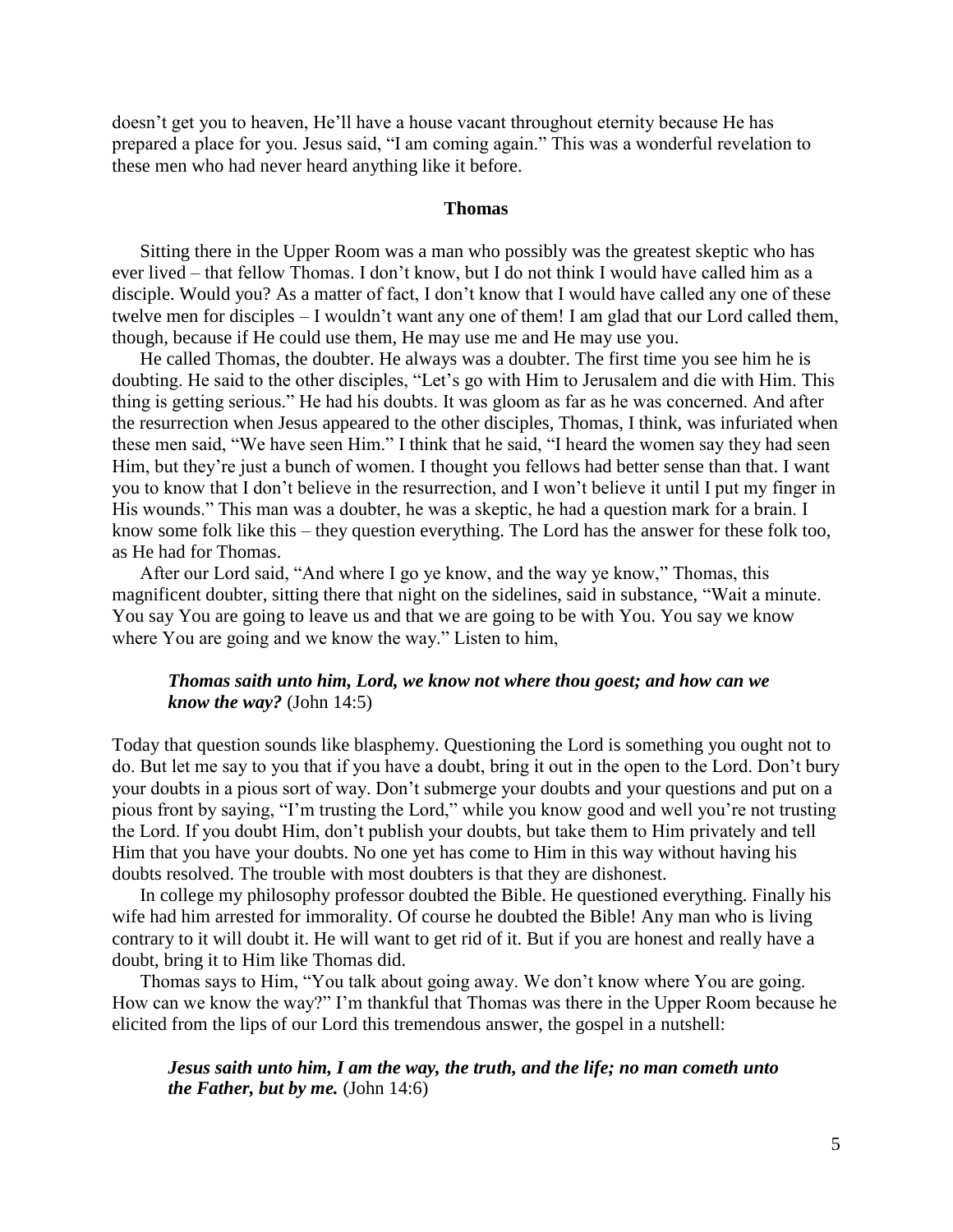doesn't get you to heaven, He'll have a house vacant throughout eternity because He has prepared a place for you. Jesus said, "I am coming again." This was a wonderful revelation to these men who had never heard anything like it before.

### Thomas

Sitting there in the Upper Room was a man who possibly was the greatest skeptic who has ever lived – that fellow Thomas. I don't know, but I do not think I would have called him as a disciple. Would you? As a matter of fact, I don't know that I would have called any one of these twelve men for disciples – I wouldn't want any one of them! I am glad that our Lord called them, though, because if He could use them, He may use me and He may use you.

He called Thomas, the doubter. He always was a doubter. The first time you see him he is doubting. He said to the other disciples, "Let's go with Him to Jerusalem and die with Him. This thing is getting serious." He had his doubts. It was gloom as far as he was concerned. And after the resurrection when Jesus appeared to the other disciples, Thomas, I think, was infuriated when these men said, "We have seen Him." I think that he said, "I heard the women say they had seen Him, but they're just a bunch of women. I thought you fellows had better sense than that. I want you to know that I don't believe in the resurrection, and I won't believe it until I put my finger in His wounds." This man was a doubter, he was a skeptic, he had a question mark for a brain. I know some folk like this – they question everything. The Lord has the answer for these folk too, as He had for Thomas.

After our Lord said, "And where I go ye know, and the way ye know," Thomas, this magnificent doubter, sitting there that night on the sidelines, said in substance, "Wait a minute. You say You are going to leave us and that we are going to be with You. You say we know where You are going and we know the way." Listen to him,

> ***Thomas saith unto him, Lord, we know not where thou goest; and how can we know the way?*** (John 14:5)

Today that question sounds like blasphemy. Questioning the Lord is something you ought not to do. But let me say to you that if you have a doubt, bring it out in the open to the Lord. Don't bury your doubts in a pious sort of way. Don't submerge your doubts and your questions and put on a pious front by saying, "I'm trusting the Lord," while you know good and well you're not trusting the Lord. If you doubt Him, don't publish your doubts, but take them to Him privately and tell Him that you have your doubts. No one yet has come to Him in this way without having his doubts resolved. The trouble with most doubters is that they are dishonest.

In college my philosophy professor doubted the Bible. He questioned everything. Finally his wife had him arrested for immorality. Of course he doubted the Bible! Any man who is living contrary to it will doubt it. He will want to get rid of it. But if you are honest and really have a doubt, bring it to Him like Thomas did.

Thomas says to Him, "You talk about going away. We don't know where You are going. How can we know the way?" I'm thankful that Thomas was there in the Upper Room because he elicited from the lips of our Lord this tremendous answer, the gospel in a nutshell:

> ***Jesus saith unto him, I am the way, the truth, and the life; no man cometh unto the Father, but by me.*** (John 14:6)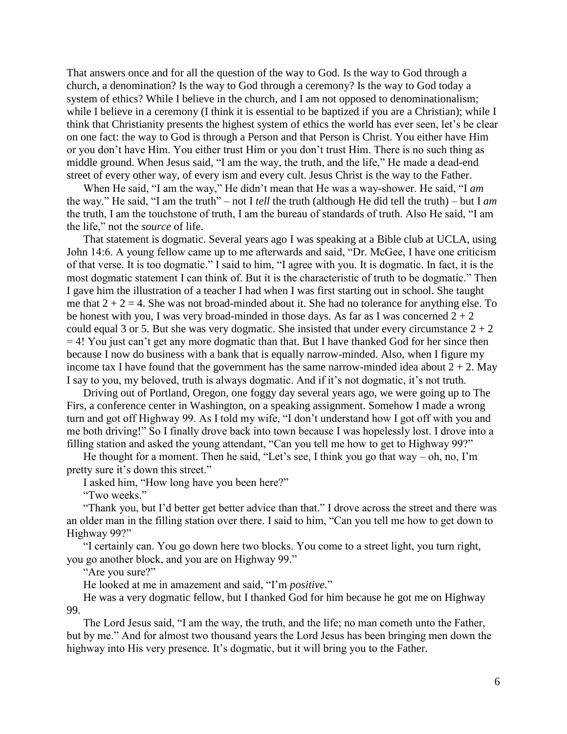That answers once and for all the question of the way to God. Is the way to God through a church, a denomination? Is the way to God through a ceremony? Is the way to God today a system of ethics? While I believe in the church, and I am not opposed to denominationalism; while I believe in a ceremony (I think it is essential to be baptized if you are a Christian); while I think that Christianity presents the highest system of ethics the world has ever seen, let's be clear on one fact: the way to God is through a Person and that Person is Christ. You either have Him or you don't have Him. You either trust Him or you don't trust Him. There is no such thing as middle ground. When Jesus said, "I am the way, the truth, and the life," He made a dead-end street of every other way, of every ism and every cult. Jesus Christ is the way to the Father.

When He said, "I am the way," He didn't mean that He was a way-shower. He said, "I *am* the way." He said, "I am the truth" – not I *tell* the truth (although He did tell the truth) – but I *am* the truth, I am the touchstone of truth, I am the bureau of standards of truth. Also He said, "I am the life," not the *source* of life.

That statement is dogmatic. Several years ago I was speaking at a Bible club at UCLA, using John 14:6. A young fellow came up to me afterwards and said, "Dr. McGee, I have one criticism of that verse. It is too dogmatic." I said to him, "I agree with you. It is dogmatic. In fact, it is the most dogmatic statement I can think of. But it is the characteristic of truth to be dogmatic." Then I gave him the illustration of a teacher I had when I was first starting out in school. She taught me that 2 + 2 = 4. She was not broad-minded about it. She had no tolerance for anything else. To be honest with you, I was very broad-minded in those days. As far as I was concerned 2 + 2 could equal 3 or 5. But she was very dogmatic. She insisted that under every circumstance 2 + 2 = 4! You just can't get any more dogmatic than that. But I have thanked God for her since then because I now do business with a bank that is equally narrow-minded. Also, when I figure my income tax I have found that the government has the same narrow-minded idea about 2 + 2. May I say to you, my beloved, truth is always dogmatic. And if it's not dogmatic, it's not truth.

Driving out of Portland, Oregon, one foggy day several years ago, we were going up to The Firs, a conference center in Washington, on a speaking assignment. Somehow I made a wrong turn and got off Highway 99. As I told my wife, "I don't understand how I got off with you and me both driving!" So I finally drove back into town because I was hopelessly lost. I drove into a filling station and asked the young attendant, "Can you tell me how to get to Highway 99?"

He thought for a moment. Then he said, "Let's see, I think you go that way – oh, no, I'm pretty sure it's down this street."

I asked him, "How long have you been here?"

"Two weeks."

"Thank you, but I'd better get better advice than that." I drove across the street and there was an older man in the filling station over there. I said to him, "Can you tell me how to get down to Highway 99?"

"I certainly can. You go down here two blocks. You come to a street light, you turn right, you go another block, and you are on Highway 99."

"Are you sure?"

He looked at me in amazement and said, "I'm *positive.*"

He was a very dogmatic fellow, but I thanked God for him because he got me on Highway 99.

The Lord Jesus said, "I am the way, the truth, and the life; no man cometh unto the Father, but by me." And for almost two thousand years the Lord Jesus has been bringing men down the highway into His very presence. It's dogmatic, but it will bring you to the Father.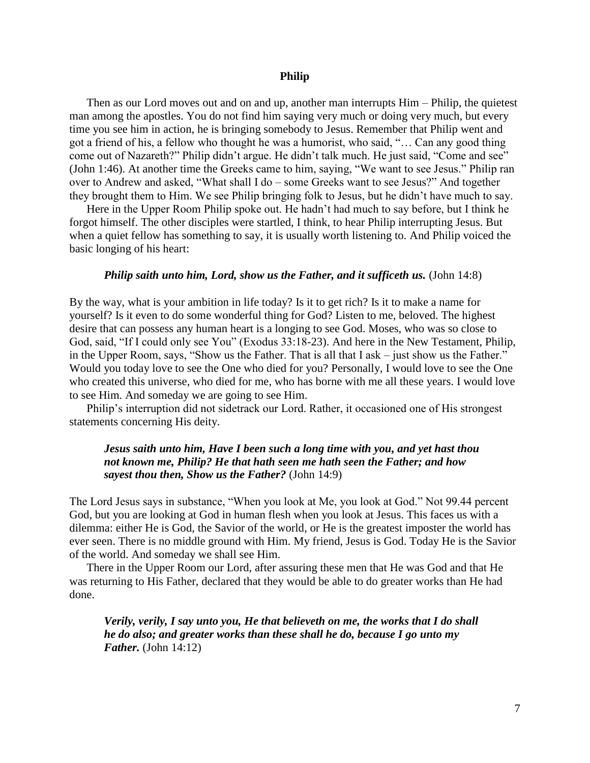## Philip

Then as our Lord moves out and on and up, another man interrupts Him – Philip, the quietest man among the apostles. You do not find him saying very much or doing very much, but every time you see him in action, he is bringing somebody to Jesus. Remember that Philip went and got a friend of his, a fellow who thought he was a humorist, who said, "… Can any good thing come out of Nazareth?" Philip didn't argue. He didn't talk much. He just said, "Come and see" (John 1:46). At another time the Greeks came to him, saying, "We want to see Jesus." Philip ran over to Andrew and asked, "What shall I do – some Greeks want to see Jesus?" And together they brought them to Him. We see Philip bringing folk to Jesus, but he didn't have much to say.

Here in the Upper Room Philip spoke out. He hadn't had much to say before, but I think he forgot himself. The other disciples were startled, I think, to hear Philip interrupting Jesus. But when a quiet fellow has something to say, it is usually worth listening to. And Philip voiced the basic longing of his heart:

> ***Philip saith unto him, Lord, show us the Father, and it sufficeth us.*** (John 14:8)

By the way, what is your ambition in life today? Is it to get rich? Is it to make a name for yourself? Is it even to do some wonderful thing for God? Listen to me, beloved. The highest desire that can possess any human heart is a longing to see God. Moses, who was so close to God, said, "If I could only see You" (Exodus 33:18-23). And here in the New Testament, Philip, in the Upper Room, says, "Show us the Father. That is all that I ask – just show us the Father." Would you today love to see the One who died for you? Personally, I would love to see the One who created this universe, who died for me, who has borne with me all these years. I would love to see Him. And someday we are going to see Him.

Philip's interruption did not sidetrack our Lord. Rather, it occasioned one of His strongest statements concerning His deity.

> ***Jesus saith unto him, Have I been such a long time with you, and yet hast thou not known me, Philip? He that hath seen me hath seen the Father; and how sayest thou then, Show us the Father?*** (John 14:9)

The Lord Jesus says in substance, "When you look at Me, you look at God." Not 99.44 percent God, but you are looking at God in human flesh when you look at Jesus. This faces us with a dilemma: either He is God, the Savior of the world, or He is the greatest imposter the world has ever seen. There is no middle ground with Him. My friend, Jesus is God. Today He is the Savior of the world. And someday we shall see Him.

There in the Upper Room our Lord, after assuring these men that He was God and that He was returning to His Father, declared that they would be able to do greater works than He had done.

> ***Verily, verily, I say unto you, He that believeth on me, the works that I do shall he do also; and greater works than these shall he do, because I go unto my Father.*** (John 14:12)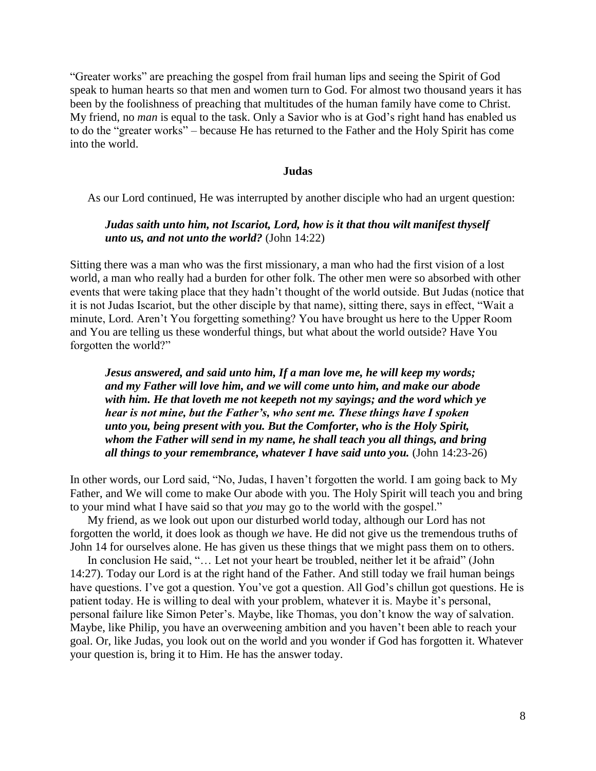"Greater works" are preaching the gospel from frail human lips and seeing the Spirit of God speak to human hearts so that men and women turn to God. For almost two thousand years it has been by the foolishness of preaching that multitudes of the human family have come to Christ. My friend, no *man* is equal to the task. Only a Savior who is at God's right hand has enabled us to do the "greater works" – because He has returned to the Father and the Holy Spirit has come into the world.

## Judas

As our Lord continued, He was interrupted by another disciple who had an urgent question:

> ***Judas saith unto him, not Iscariot, Lord, how is it that thou wilt manifest thyself unto us, and not unto the world?*** (John 14:22)

Sitting there was a man who was the first missionary, a man who had the first vision of a lost world, a man who really had a burden for other folk. The other men were so absorbed with other events that were taking place that they hadn't thought of the world outside. But Judas (notice that it is not Judas Iscariot, but the other disciple by that name), sitting there, says in effect, "Wait a minute, Lord. Aren't You forgetting something? You have brought us here to the Upper Room and You are telling us these wonderful things, but what about the world outside? Have You forgotten the world?"

> ***Jesus answered, and said unto him, If a man love me, he will keep my words; and my Father will love him, and we will come unto him, and make our abode with him. He that loveth me not keepeth not my sayings; and the word which ye hear is not mine, but the Father's, who sent me. These things have I spoken unto you, being present with you. But the Comforter, who is the Holy Spirit, whom the Father will send in my name, he shall teach you all things, and bring all things to your remembrance, whatever I have said unto you.*** (John 14:23-26)

In other words, our Lord said, "No, Judas, I haven't forgotten the world. I am going back to My Father, and We will come to make Our abode with you. The Holy Spirit will teach you and bring to your mind what I have said so that *you* may go to the world with the gospel."

My friend, as we look out upon our disturbed world today, although our Lord has not forgotten the world, it does look as though *we* have. He did not give us the tremendous truths of John 14 for ourselves alone. He has given us these things that we might pass them on to others.

In conclusion He said, "… Let not your heart be troubled, neither let it be afraid" (John 14:27). Today our Lord is at the right hand of the Father. And still today we frail human beings have questions. I've got a question. You've got a question. All God's chillun got questions. He is patient today. He is willing to deal with your problem, whatever it is. Maybe it's personal, personal failure like Simon Peter's. Maybe, like Thomas, you don't know the way of salvation. Maybe, like Philip, you have an overweening ambition and you haven't been able to reach your goal. Or, like Judas, you look out on the world and you wonder if God has forgotten it. Whatever your question is, bring it to Him. He has the answer today.